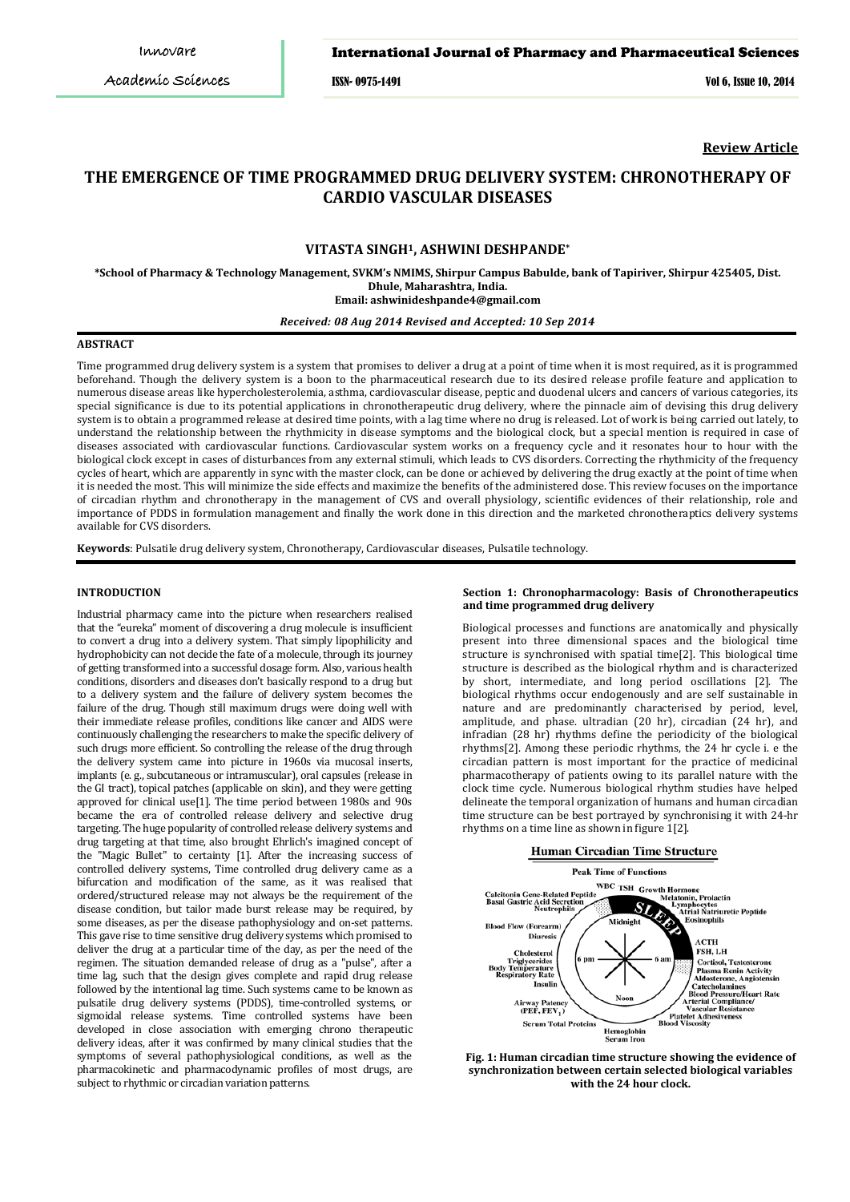Review Article

# THE EMERGENCE OF TIME PROGRAMMED DRUG DELIVERY SYSTEM: CHRONOTHERAPY OF CARDIO VASCULAR DISEASES

**VITASTA SINGH[1], ASHWINI DESHPANDE***

**\*School of Pharmacy & Technology Management, SVKM's NMIMS, Shirpur Campus Babulde, bank of Tapiriver, Shirpur 425405, Dist. Dhule, Maharashtra, India.**
**Email: ashwinideshpande4@gmail.com**

*Received: 08 Aug 2014 Revised and Accepted: 10 Sep 2014*

## ABSTRACT

Time programmed drug delivery system is a system that promises to deliver a drug at a point of time when it is most required, as it is programmed beforehand. Though the delivery system is a boon to the pharmaceutical research due to its desired release profile feature and application to numerous disease areas like hypercholesterolemia, asthma, cardiovascular disease, peptic and duodenal ulcers and cancers of various categories, its special significance is due to its potential applications in chronotherapeutic drug delivery, where the pinnacle aim of devising this drug delivery system is to obtain a programmed release at desired time points, with a lag time where no drug is released. Lot of work is being carried out lately, to understand the relationship between the rhythmicity in disease symptoms and the biological clock, but a special mention is required in case of diseases associated with cardiovascular functions. Cardiovascular system works on a frequency cycle and it resonates hour to hour with the biological clock except in cases of disturbances from any external stimuli, which leads to CVS disorders. Correcting the rhythmicity of the frequency cycles of heart, which are apparently in sync with the master clock, can be done or achieved by delivering the drug exactly at the point of time when it is needed the most. This will minimize the side effects and maximize the benefits of the administered dose. This review focuses on the importance of circadian rhythm and chronotherapy in the management of CVS and overall physiology, scientific evidences of their relationship, role and importance of PDDS in formulation management and finally the work done in this direction and the marketed chronotheraptics delivery systems available for CVS disorders.

**Keywords**: Pulsatile drug delivery system, Chronotherapy, Cardiovascular diseases, Pulsatile technology.

## INTRODUCTION

Industrial pharmacy came into the picture when researchers realised that the "eureka" moment of discovering a drug molecule is insufficient to convert a drug into a delivery system. That simply lipophilicity and hydrophobicity can not decide the fate of a molecule, through its journey of getting transformed into a successful dosage form. Also, various health conditions, disorders and diseases don't basically respond to a drug but to a delivery system and the failure of delivery system becomes the failure of the drug. Though still maximum drugs were doing well with their immediate release profiles, conditions like cancer and AIDS were continuously challenging the researchers to make the specific delivery of such drugs more efficient. So controlling the release of the drug through the delivery system came into picture in 1960s via mucosal inserts, implants (e. g., subcutaneous or intramuscular), oral capsules (release in the GI tract), topical patches (applicable on skin), and they were getting approved for clinical use[1]. The time period between 1980s and 90s became the era of controlled release delivery and selective drug targeting. The huge popularity of controlled release delivery systems and drug targeting at that time, also brought Ehrlich's imagined concept of the "Magic Bullet" to certainty [1]. After the increasing success of controlled delivery systems, Time controlled drug delivery came as a bifurcation and modification of the same, as it was realised that ordered/structured release may not always be the requirement of the disease condition, but tailor made burst release may be required, by some diseases, as per the disease pathophysiology and on-set patterns. This gave rise to time sensitive drug delivery systems which promised to deliver the drug at a particular time of the day, as per the need of the regimen. The situation demanded release of drug as a "pulse", after a time lag, such that the design gives complete and rapid drug release followed by the intentional lag time. Such systems came to be known as pulsatile drug delivery systems (PDDS), time-controlled systems, or sigmoidal release systems. Time controlled systems have been developed in close association with emerging chrono therapeutic delivery ideas, after it was confirmed by many clinical studies that the symptoms of several pathophysiological conditions, as well as the pharmacokinetic and pharmacodynamic profiles of most drugs, are subject to rhythmic or circadian variation patterns.

### Section 1: Chronopharmacology: Basis of Chronotherapeutics and time programmed drug delivery

Biological processes and functions are anatomically and physically present into three dimensional spaces and the biological time structure is synchronised with spatial time[2]. This biological time structure is described as the biological rhythm and is characterized by short, intermediate, and long period oscillations [2]. The biological rhythms occur endogenously and are self sustainable in nature and are predominantly characterised by period, level, amplitude, and phase. ultradian (20 hr), circadian (24 hr), and infradian (28 hr) rhythms define the periodicity of the biological rhythms[2]. Among these periodic rhythms, the 24 hr cycle i. e the circadian pattern is most important for the practice of medicinal pharmacotherapy of patients owing to its parallel nature with the clock time cycle. Numerous biological rhythm studies have helped delineate the temporal organization of humans and human circadian time structure can be best portrayed by synchronising it with 24-hr rhythms on a time line as shown in figure 1[2].

**Fig. 1: Human circadian time structure showing the evidence of synchronization between certain selected biological variables with the 24 hour clock.**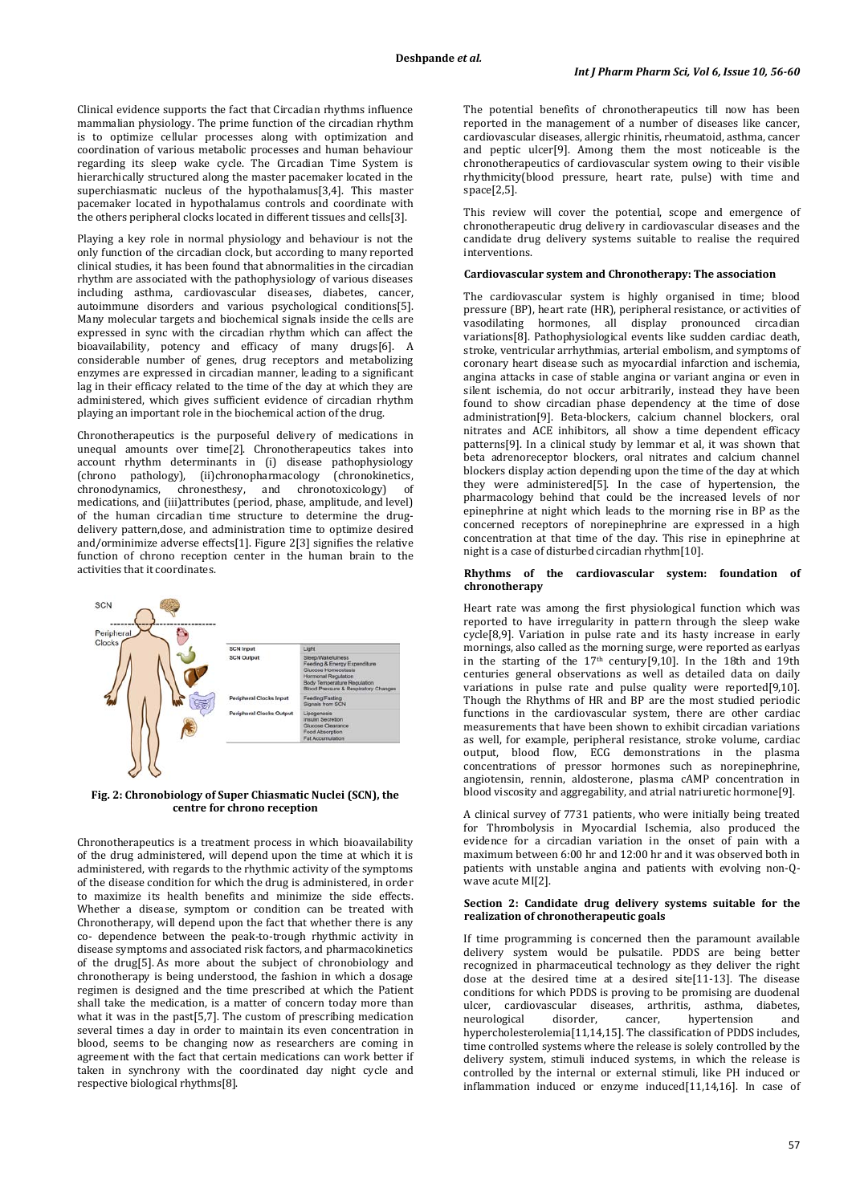Clinical evidence supports the fact that Circadian rhythms influence mammalian physiology. The prime function of the circadian rhythm is to optimize cellular processes along with optimization and coordination of various metabolic processes and human behaviour regarding its sleep wake cycle. The Circadian Time System is hierarchically structured along the master pacemaker located in the superchiasmatic nucleus of the hypothalamus[3,4]. This master pacemaker located in hypothalamus controls and coordinate with the others peripheral clocks located in different tissues and cells[3].

Playing a key role in normal physiology and behaviour is not the only function of the circadian clock, but according to many reported clinical studies, it has been found that abnormalities in the circadian rhythm are associated with the pathophysiology of various diseases including asthma, cardiovascular diseases, diabetes, cancer, autoimmune disorders and various psychological conditions[5]. Many molecular targets and biochemical signals inside the cells are expressed in sync with the circadian rhythm which can affect the bioavailability, potency and efficacy of many drugs[6]. A considerable number of genes, drug receptors and metabolizing enzymes are expressed in circadian manner, leading to a significant lag in their efficacy related to the time of the day at which they are administered, which gives sufficient evidence of circadian rhythm playing an important role in the biochemical action of the drug.

Chronotherapeutics is the purposeful delivery of medications in unequal amounts over time[2]. Chronotherapeutics takes into account rhythm determinants in (i) disease pathophysiology (chrono pathology), (ii)chronopharmacology (chronokinetics, chronodynamics, chronesthesy, and chronotoxicology) of medications, and (iii)attributes (period, phase, amplitude, and level) of the human circadian time structure to determine the drug-delivery pattern,dose, and administration time to optimize desired and/orminimize adverse effects[1]. Figure 2[3] signifies the relative function of chrono reception center in the human brain to the activities that it coordinates.

| SCN Input | Light |
|---|---|
| SCN Output | Sleep/Wakefulness<br>Feeding & Energy Expenditure<br>Glucose Homeostasis<br>Hormonal Regulation<br>Body Temperature Regulation<br>Blood Pressure & Respiratory Changes |
| Peripheral Clocks Input | Feeding/Fasting<br>Signals from SCN |
| Peripheral Clocks Output | Lipogenesis<br>Insulin Secretion<br>Glucose Clearance<br>Food Absorption<br>Fat Accumulation |

**Fig. 2: Chronobiology of Super Chiasmatic Nuclei (SCN), the centre for chrono reception**

Chronotherapeutics is a treatment process in which bioavailability of the drug administered, will depend upon the time at which it is administered, with regards to the rhythmic activity of the symptoms of the disease condition for which the drug is administered, in order to maximize its health benefits and minimize the side effects. Whether a disease, symptom or condition can be treated with Chronotherapy, will depend upon the fact that whether there is any co- dependence between the peak-to-trough rhythmic activity in disease symptoms and associated risk factors, and pharmacokinetics of the drug[5]. As more about the subject of chronobiology and chronotherapy is being understood, the fashion in which a dosage regimen is designed and the time prescribed at which the Patient shall take the medication, is a matter of concern today more than what it was in the past[5,7]. The custom of prescribing medication several times a day in order to maintain its even concentration in blood, seems to be changing now as researchers are coming in agreement with the fact that certain medications can work better if taken in synchrony with the coordinated day night cycle and respective biological rhythms[8].

The potential benefits of chronotherapeutics till now has been reported in the management of a number of diseases like cancer, cardiovascular diseases, allergic rhinitis, rheumatoid, asthma, cancer and peptic ulcer[9]. Among them the most noticeable is the chronotherapeutics of cardiovascular system owing to their visible rhythmicity(blood pressure, heart rate, pulse) with time and space[2,5].

This review will cover the potential, scope and emergence of chronotherapeutic drug delivery in cardiovascular diseases and the candidate drug delivery systems suitable to realise the required interventions.

### Cardiovascular system and Chronotherapy: The association

The cardiovascular system is highly organised in time; blood pressure (BP), heart rate (HR), peripheral resistance, or activities of vasodilating hormones, all display pronounced circadian variations[8]. Pathophysiological events like sudden cardiac death, stroke, ventricular arrhythmias, arterial embolism, and symptoms of coronary heart disease such as myocardial infarction and ischemia, angina attacks in case of stable angina or variant angina or even in silent ischemia, do not occur arbitrarily, instead they have been found to show circadian phase dependency at the time of dose administration[9]. Beta-blockers, calcium channel blockers, oral nitrates and ACE inhibitors, all show a time dependent efficacy patterns[9]. In a clinical study by lemmar et al, it was shown that beta adrenoreceptor blockers, oral nitrates and calcium channel blockers display action depending upon the time of the day at which they were administered[5]. In the case of hypertension, the pharmacology behind that could be the increased levels of nor epinephrine at night which leads to the morning rise in BP as the concerned receptors of norepinephrine are expressed in a high concentration at that time of the day. This rise in epinephrine at night is a case of disturbed circadian rhythm[10].

### Rhythms of the cardiovascular system: foundation of chronotherapy

Heart rate was among the first physiological function which was reported to have irregularity in pattern through the sleep wake cycle[8,9]. Variation in pulse rate and its hasty increase in early mornings, also called as the morning surge, were reported as earlyas in the starting of the 17th century[9,10]. In the 18th and 19th centuries general observations as well as detailed data on daily variations in pulse rate and pulse quality were reported[9,10]. Though the Rhythms of HR and BP are the most studied periodic functions in the cardiovascular system, there are other cardiac measurements that have been shown to exhibit circadian variations as well, for example, peripheral resistance, stroke volume, cardiac output, blood flow, ECG demonstrations in the plasma concentrations of pressor hormones such as norepinephrine, angiotensin, rennin, aldosterone, plasma cAMP concentration in blood viscosity and aggregability, and atrial natriuretic hormone[9].

A clinical survey of 7731 patients, who were initially being treated for Thrombolysis in Myocardial Ischemia, also produced the evidence for a circadian variation in the onset of pain with a maximum between 6:00 hr and 12:00 hr and it was observed both in patients with unstable angina and patients with evolving non-Q-wave acute MI[2].

### Section 2: Candidate drug delivery systems suitable for the realization of chronotherapeutic goals

If time programming is concerned then the paramount available delivery system would be pulsatile. PDDS are being better recognized in pharmaceutical technology as they deliver the right dose at the desired time at a desired site[11-13]. The disease conditions for which PDDS is proving to be promising are duodenal ulcer, cardiovascular diseases, arthritis, asthma, diabetes, neurological disorder, cancer, hypertension and hypercholesterolemia[11,14,15]. The classification of PDDS includes, time controlled systems where the release is solely controlled by the delivery system, stimuli induced systems, in which the release is controlled by the internal or external stimuli, like PH induced or inflammation induced or enzyme induced[11,14,16]. In case of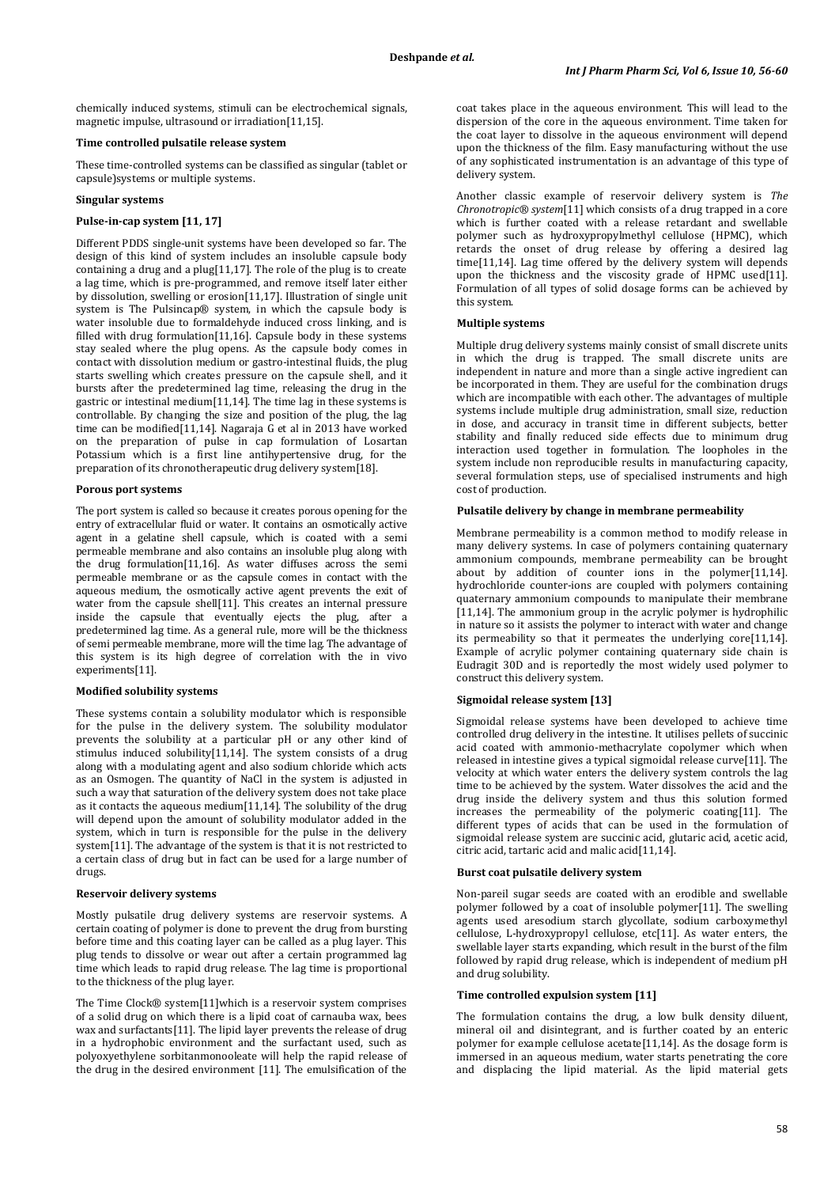chemically induced systems, stimuli can be electrochemical signals, magnetic impulse, ultrasound or irradiation[11,15].

### Time controlled pulsatile release system

These time-controlled systems can be classified as singular (tablet or capsule)systems or multiple systems.

### Singular systems

#### Pulse-in-cap system [11, 17]

Different PDDS single-unit systems have been developed so far. The design of this kind of system includes an insoluble capsule body containing a drug and a plug[11,17]. The role of the plug is to create a lag time, which is pre-programmed, and remove itself later either by dissolution, swelling or erosion[11,17]. Illustration of single unit system is The Pulsincap® system, in which the capsule body is water insoluble due to formaldehyde induced cross linking, and is filled with drug formulation[11,16]. Capsule body in these systems stay sealed where the plug opens. As the capsule body comes in contact with dissolution medium or gastro-intestinal fluids, the plug starts swelling which creates pressure on the capsule shell, and it bursts after the predetermined lag time, releasing the drug in the gastric or intestinal medium[11,14]. The time lag in these systems is controllable. By changing the size and position of the plug, the lag time can be modified[11,14]. Nagaraja G et al in 2013 have worked on the preparation of pulse in cap formulation of Losartan Potassium which is a first line antihypertensive drug, for the preparation of its chronotherapeutic drug delivery system[18].

#### Porous port systems

The port system is called so because it creates porous opening for the entry of extracellular fluid or water. It contains an osmotically active agent in a gelatine shell capsule, which is coated with a semi permeable membrane and also contains an insoluble plug along with the drug formulation[11,16]. As water diffuses across the semi permeable membrane or as the capsule comes in contact with the aqueous medium, the osmotically active agent prevents the exit of water from the capsule shell[11]. This creates an internal pressure inside the capsule that eventually ejects the plug, after a predetermined lag time. As a general rule, more will be the thickness of semi permeable membrane, more will the time lag. The advantage of this system is its high degree of correlation with the in vivo experiments[11].

#### Modified solubility systems

These systems contain a solubility modulator which is responsible for the pulse in the delivery system. The solubility modulator prevents the solubility at a particular pH or any other kind of stimulus induced solubility[11,14]. The system consists of a drug along with a modulating agent and also sodium chloride which acts as an Osmogen. The quantity of NaCl in the system is adjusted in such a way that saturation of the delivery system does not take place as it contacts the aqueous medium[11,14]. The solubility of the drug will depend upon the amount of solubility modulator added in the system, which in turn is responsible for the pulse in the delivery system[11]. The advantage of the system is that it is not restricted to a certain class of drug but in fact can be used for a large number of drugs.

#### Reservoir delivery systems

Mostly pulsatile drug delivery systems are reservoir systems. A certain coating of polymer is done to prevent the drug from bursting before time and this coating layer can be called as a plug layer. This plug tends to dissolve or wear out after a certain programmed lag time which leads to rapid drug release. The lag time is proportional to the thickness of the plug layer.

The Time Clock® system[11]which is a reservoir system comprises of a solid drug on which there is a lipid coat of carnauba wax, bees wax and surfactants[11]. The lipid layer prevents the release of drug in a hydrophobic environment and the surfactant used, such as polyoxyethylene sorbitanmonooleate will help the rapid release of the drug in the desired environment [11]. The emulsification of the coat takes place in the aqueous environment. This will lead to the dispersion of the core in the aqueous environment. Time taken for the coat layer to dissolve in the aqueous environment will depend upon the thickness of the film. Easy manufacturing without the use of any sophisticated instrumentation is an advantage of this type of delivery system.

Another classic example of reservoir delivery system is *The Chronotropic® system*[11] which consists of a drug trapped in a core which is further coated with a release retardant and swellable polymer such as hydroxypropylmethyl cellulose (HPMC), which retards the onset of drug release by offering a desired lag time[11,14]. Lag time offered by the delivery system will depends upon the thickness and the viscosity grade of HPMC used[11]. Formulation of all types of solid dosage forms can be achieved by this system.

### Multiple systems

Multiple drug delivery systems mainly consist of small discrete units in which the drug is trapped. The small discrete units are independent in nature and more than a single active ingredient can be incorporated in them. They are useful for the combination drugs which are incompatible with each other. The advantages of multiple systems include multiple drug administration, small size, reduction in dose, and accuracy in transit time in different subjects, better stability and finally reduced side effects due to minimum drug interaction used together in formulation. The loopholes in the system include non reproducible results in manufacturing capacity, several formulation steps, use of specialised instruments and high cost of production.

#### Pulsatile delivery by change in membrane permeability

Membrane permeability is a common method to modify release in many delivery systems. In case of polymers containing quaternary ammonium compounds, membrane permeability can be brought about by addition of counter ions in the polymer[11,14]. hydrochloride counter-ions are coupled with polymers containing quaternary ammonium compounds to manipulate their membrane [11,14]. The ammonium group in the acrylic polymer is hydrophilic in nature so it assists the polymer to interact with water and change its permeability so that it permeates the underlying core[11,14]. Example of acrylic polymer containing quaternary side chain is Eudragit 30D and is reportedly the most widely used polymer to construct this delivery system.

#### Sigmoidal release system [13]

Sigmoidal release systems have been developed to achieve time controlled drug delivery in the intestine. It utilises pellets of succinic acid coated with ammonio-methacrylate copolymer which when released in intestine gives a typical sigmoidal release curve[11]. The velocity at which water enters the delivery system controls the lag time to be achieved by the system. Water dissolves the acid and the drug inside the delivery system and thus this solution formed increases the permeability of the polymeric coating[11]. The different types of acids that can be used in the formulation of sigmoidal release system are succinic acid, glutaric acid, acetic acid, citric acid, tartaric acid and malic acid[11,14].

#### Burst coat pulsatile delivery system

Non-pareil sugar seeds are coated with an erodible and swellable polymer followed by a coat of insoluble polymer[11]. The swelling agents used aresodium starch glycollate, sodium carboxymethyl cellulose, L-hydroxypropyl cellulose, etc[11]. As water enters, the swellable layer starts expanding, which result in the burst of the film followed by rapid drug release, which is independent of medium pH and drug solubility.

#### Time controlled expulsion system [11]

The formulation contains the drug, a low bulk density diluent, mineral oil and disintegrant, and is further coated by an enteric polymer for example cellulose acetate[11,14]. As the dosage form is immersed in an aqueous medium, water starts penetrating the core and displacing the lipid material. As the lipid material gets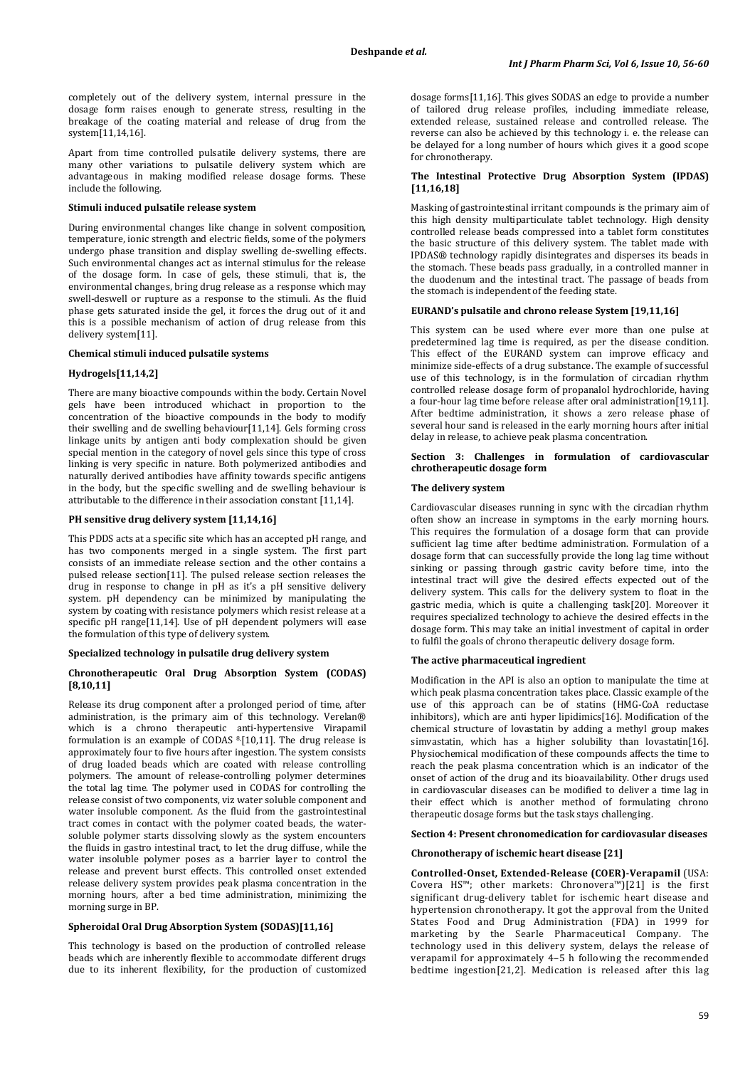completely out of the delivery system, internal pressure in the dosage form raises enough to generate stress, resulting in the breakage of the coating material and release of drug from the system[11,14,16].

Apart from time controlled pulsatile delivery systems, there are many other variations to pulsatile delivery system which are advantageous in making modified release dosage forms. These include the following.

#### Stimuli induced pulsatile release system

During environmental changes like change in solvent composition, temperature, ionic strength and electric fields, some of the polymers undergo phase transition and display swelling de-swelling effects. Such environmental changes act as internal stimulus for the release of the dosage form. In case of gels, these stimuli, that is, the environmental changes, bring drug release as a response which may swell-deswell or rupture as a response to the stimuli. As the fluid phase gets saturated inside the gel, it forces the drug out of it and this is a possible mechanism of action of drug release from this delivery system[11].

#### Chemical stimuli induced pulsatile systems

#### Hydrogels[11,14,2]

There are many bioactive compounds within the body. Certain Novel gels have been introduced whichact in proportion to the concentration of the bioactive compounds in the body to modify their swelling and de swelling behaviour[11,14]. Gels forming cross linkage units by antigen anti body complexation should be given special mention in the category of novel gels since this type of cross linking is very specific in nature. Both polymerized antibodies and naturally derived antibodies have affinity towards specific antigens in the body, but the specific swelling and de swelling behaviour is attributable to the difference in their association constant [11,14].

#### PH sensitive drug delivery system [11,14,16]

This PDDS acts at a specific site which has an accepted pH range, and has two components merged in a single system. The first part consists of an immediate release section and the other contains a pulsed release section[11]. The pulsed release section releases the drug in response to change in pH as it's a pH sensitive delivery system. pH dependency can be minimized by manipulating the system by coating with resistance polymers which resist release at a specific pH range[11,14]. Use of pH dependent polymers will ease the formulation of this type of delivery system.

#### Specialized technology in pulsatile drug delivery system

#### Chronotherapeutic Oral Drug Absorption System (CODAS) [8,10,11]

Release its drug component after a prolonged period of time, after administration, is the primary aim of this technology. Verelan® which is a chrono therapeutic anti-hypertensive Virapamil formulation is an example of CODAS [8,10,11]. The drug release is approximately four to five hours after ingestion. The system consists of drug loaded beads which are coated with release controlling polymers. The amount of release-controlling polymer determines the total lag time. The polymer used in CODAS for controlling the release consist of two components, viz water soluble component and water insoluble component. As the fluid from the gastrointestinal tract comes in contact with the polymer coated beads, the water-soluble polymer starts dissolving slowly as the system encounters the fluids in gastro intestinal tract, to let the drug diffuse, while the water insoluble polymer poses as a barrier layer to control the release and prevent burst effects. This controlled onset extended release delivery system provides peak plasma concentration in the morning hours, after a bed time administration, minimizing the morning surge in BP.

#### Spheroidal Oral Drug Absorption System (SODAS)[11,16]

This technology is based on the production of controlled release beads which are inherently flexible to accommodate different drugs due to its inherent flexibility, for the production of customized dosage forms[11,16]. This gives SODAS an edge to provide a number of tailored drug release profiles, including immediate release, extended release, sustained release and controlled release. The reverse can also be achieved by this technology i. e. the release can be delayed for a long number of hours which gives it a good scope for chronotherapy.

#### The Intestinal Protective Drug Absorption System (IPDAS) [11,16,18]

Masking of gastrointestinal irritant compounds is the primary aim of this high density multiparticulate tablet technology. High density controlled release beads compressed into a tablet form constitutes the basic structure of this delivery system. The tablet made with IPDAS® technology rapidly disintegrates and disperses its beads in the stomach. These beads pass gradually, in a controlled manner in the duodenum and the intestinal tract. The passage of beads from the stomach is independent of the feeding state.

#### EURAND's pulsatile and chrono release System [19,11,16]

This system can be used where ever more than one pulse at predetermined lag time is required, as per the disease condition. This effect of the EURAND system can improve efficacy and minimize side-effects of a drug substance. The example of successful use of this technology, is in the formulation of circadian rhythm controlled release dosage form of propanalol hydrochloride, having a four-hour lag time before release after oral administration[19,11]. After bedtime administration, it shows a zero release phase of several hour sand is released in the early morning hours after initial delay in release, to achieve peak plasma concentration.

### Section 3: Challenges in formulation of cardiovascular chrotherapeutic dosage form

#### The delivery system

Cardiovascular diseases running in sync with the circadian rhythm often show an increase in symptoms in the early morning hours. This requires the formulation of a dosage form that can provide sufficient lag time after bedtime administration. Formulation of a dosage form that can successfully provide the long lag time without sinking or passing through gastric cavity before time, into the intestinal tract will give the desired effects expected out of the delivery system. This calls for the delivery system to float in the gastric media, which is quite a challenging task[20]. Moreover it requires specialized technology to achieve the desired effects in the dosage form. This may take an initial investment of capital in order to fulfil the goals of chrono therapeutic delivery dosage form.

#### The active pharmaceutical ingredient

Modification in the API is also an option to manipulate the time at which peak plasma concentration takes place. Classic example of the use of this approach can be of statins (HMG-CoA reductase inhibitors), which are anti hyper lipidimics[16]. Modification of the chemical structure of lovastatin by adding a methyl group makes simvastatin, which has a higher solubility than lovastatin[16]. Physiochemical modification of these compounds affects the time to reach the peak plasma concentration which is an indicator of the onset of action of the drug and its bioavailability. Other drugs used in cardiovascular diseases can be modified to deliver a time lag in their effect which is another method of formulating chrono therapeutic dosage forms but the task stays challenging.

### Section 4: Present chronomedication for cardiovasular diseases

#### Chronotherapy of ischemic heart disease [21]

**Controlled-Onset, Extended-Release (COER)-Verapamil** (USA: Covera HS™; other markets: Chronovera™)[21] is the first significant drug-delivery tablet for ischemic heart disease and hypertension chronotherapy. It got the approval from the United States Food and Drug Administration (FDA) in 1999 for marketing by the Searle Pharmaceutical Company. The technology used in this delivery system, delays the release of verapamil for approximately 4–5 h following the recommended bedtime ingestion[21,2]. Medication is released after this lag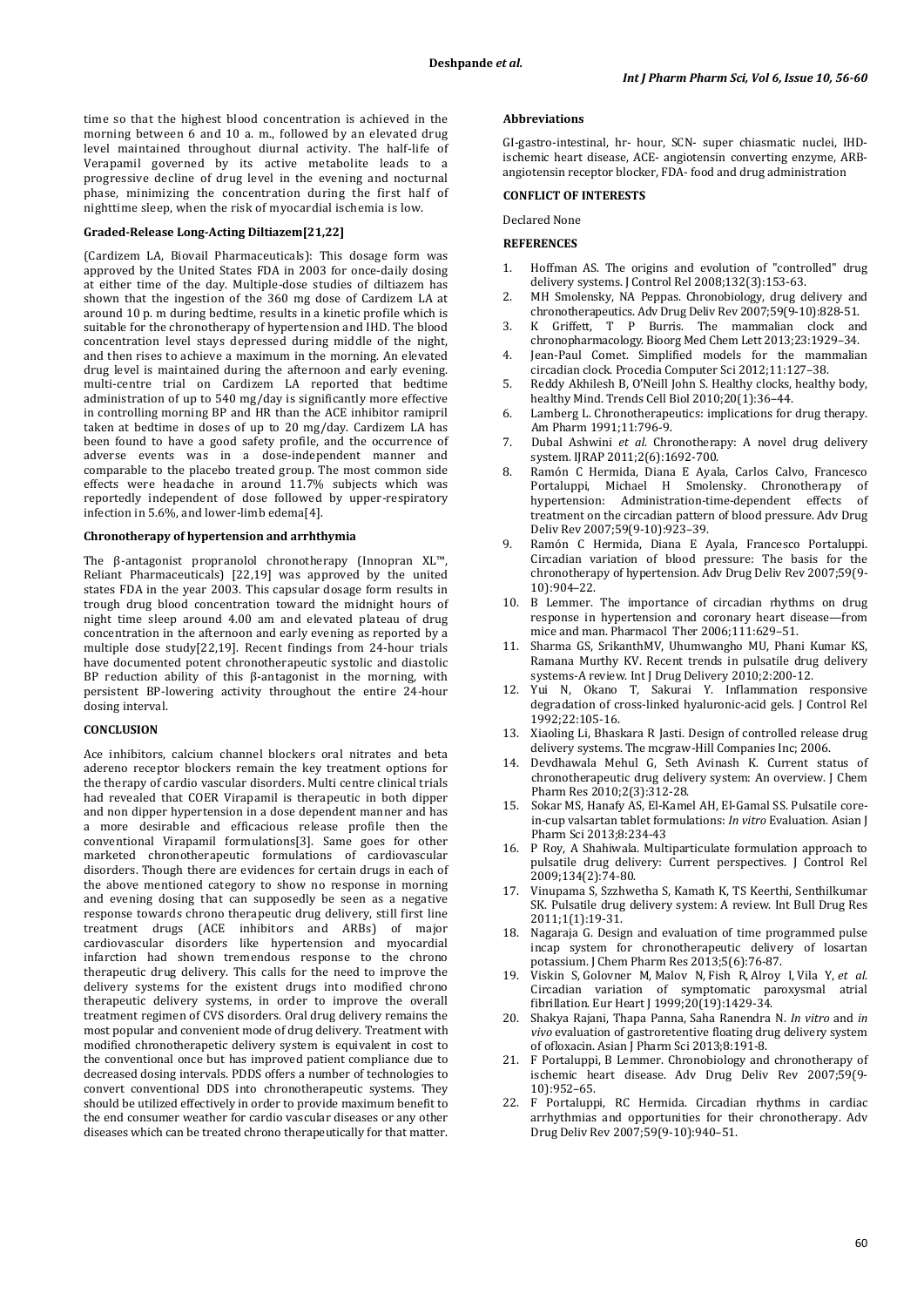time so that the highest blood concentration is achieved in the morning between 6 and 10 a. m., followed by an elevated drug level maintained throughout diurnal activity. The half-life of Verapamil governed by its active metabolite leads to a progressive decline of drug level in the evening and nocturnal phase, minimizing the concentration during the first half of nighttime sleep, when the risk of myocardial ischemia is low.

#### Graded-Release Long-Acting Diltiazem[21,22]

(Cardizem LA, Biovail Pharmaceuticals): This dosage form was approved by the United States FDA in 2003 for once-daily dosing at either time of the day. Multiple-dose studies of diltiazem has shown that the ingestion of the 360 mg dose of Cardizem LA at around 10 p. m during bedtime, results in a kinetic profile which is suitable for the chronotherapy of hypertension and IHD. The blood concentration level stays depressed during middle of the night, and then rises to achieve a maximum in the morning. An elevated drug level is maintained during the afternoon and early evening. multi-centre trial on Cardizem LA reported that bedtime administration of up to 540 mg/day is significantly more effective in controlling morning BP and HR than the ACE inhibitor ramipril taken at bedtime in doses of up to 20 mg/day. Cardizem LA has been found to have a good safety profile, and the occurrence of adverse events was in a dose-independent manner and comparable to the placebo treated group. The most common side effects were headache in around 11.7% subjects which was reportedly independent of dose followed by upper-respiratory infection in 5.6%, and lower-limb edema[4].

#### Chronotherapy of hypertension and arrhthymia

The β-antagonist propranolol chronotherapy (Innopran XL™, Reliant Pharmaceuticals) [22,19] was approved by the united states FDA in the year 2003. This capsular dosage form results in trough drug blood concentration toward the midnight hours of night time sleep around 4.00 am and elevated plateau of drug concentration in the afternoon and early evening as reported by a multiple dose study[22,19]. Recent findings from 24-hour trials have documented potent chronotherapeutic systolic and diastolic BP reduction ability of this β-antagonist in the morning, with persistent BP-lowering activity throughout the entire 24-hour dosing interval.

## CONCLUSION

Ace inhibitors, calcium channel blockers oral nitrates and beta adereno receptor blockers remain the key treatment options for the therapy of cardio vascular disorders. Multi centre clinical trials had revealed that COER Virapamil is therapeutic in both dipper and non dipper hypertension in a dose dependent manner and has a more desirable and efficacious release profile then the conventional Virapamil formulations[3]. Same goes for other marketed chronotherapeutic formulations of cardiovascular disorders. Though there are evidences for certain drugs in each of the above mentioned category to show no response in morning and evening dosing that can supposedly be seen as a negative response towards chrono therapeutic drug delivery, still first line treatment drugs (ACE inhibitors and ARBs) of major cardiovascular disorders like hypertension and myocardial infarction had shown tremendous response to the chrono therapeutic drug delivery. This calls for the need to improve the delivery systems for the existent drugs into modified chrono therapeutic delivery systems, in order to improve the overall treatment regimen of CVS disorders. Oral drug delivery remains the most popular and convenient mode of drug delivery. Treatment with modified chronotherapetic delivery system is equivalent in cost to the conventional once but has improved patient compliance due to decreased dosing intervals. PDDS offers a number of technologies to convert conventional DDS into chronotherapeutic systems. They should be utilized effectively in order to provide maximum benefit to the end consumer weather for cardio vascular diseases or any other diseases which can be treated chrono therapeutically for that matter.

#### Abbreviations

GI-gastro-intestinal, hr- hour, SCN- super chiasmatic nuclei, IHD-ischemic heart disease, ACE- angiotensin converting enzyme, ARB-angiotensin receptor blocker, FDA- food and drug administration

#### CONFLICT OF INTERESTS

Declared None

#### REFERENCES

1. Hoffman AS. The origins and evolution of "controlled" drug delivery systems. J Control Rel 2008;132(3):153-63.
2. MH Smolensky, NA Peppas. Chronobiology, drug delivery and chronotherapeutics. Adv Drug Deliv Rev 2007;59(9-10):828-51.
3. K Griffett, T P Burris. The mammalian clock and chronopharmacology. Bioorg Med Chem Lett 2013;23:1929–34.
4. Jean-Paul Comet. Simplified models for the mammalian circadian clock. Procedia Computer Sci 2012;11:127–38.
5. Reddy Akhilesh B, O'Neill John S. Healthy clocks, healthy body, healthy Mind. Trends Cell Biol 2010;20(1):36–44.
6. Lamberg L. Chronotherapeutics: implications for drug therapy. Am Pharm 1991;11:796-9.
7. Dubal Ashwini *et al*. Chronotherapy: A novel drug delivery system. IJRAP 2011;2(6):1692-700.
8. Ramón C Hermida, Diana E Ayala, Carlos Calvo, Francesco Portaluppi, Michael H Smolensky. Chronotherapy of hypertension: Administration-time-dependent effects of treatment on the circadian pattern of blood pressure. Adv Drug Deliv Rev 2007;59(9-10):923–39.
9. Ramón C Hermida, Diana E Ayala, Francesco Portaluppi. Circadian variation of blood pressure: The basis for the chronotherapy of hypertension. Adv Drug Deliv Rev 2007;59(9-10):904–22.
10. B Lemmer. The importance of circadian rhythms on drug response in hypertension and coronary heart disease—from mice and man. Pharmacol Ther 2006;111:629–51.
11. Sharma GS, SrikanthMV, Uhumwangho MU, Phani Kumar KS, Ramana Murthy KV. Recent trends in pulsatile drug delivery systems-A review. Int J Drug Delivery 2010;2:200-12.
12. Yui N, Okano T, Sakurai Y. Inflammation responsive degradation of cross-linked hyaluronic-acid gels. J Control Rel 1992;22:105-16.
13. Xiaoling Li, Bhaskara R Jasti. Design of controlled release drug delivery systems. The mcgraw-Hill Companies Inc; 2006.
14. Devdhawala Mehul G, Seth Avinash K. Current status of chronotherapeutic drug delivery system: An overview. J Chem Pharm Res 2010;2(3):312-28.
15. Sokar MS, Hanafy AS, El-Kamel AH, El-Gamal SS. Pulsatile core-in-cup valsartan tablet formulations: *In vitro* Evaluation. Asian J Pharm Sci 2013;8:234-43
16. P Roy, A Shahiwala. Multiparticulate formulation approach to pulsatile drug delivery: Current perspectives. J Control Rel 2009;134(2):74-80.
17. Vinupama S, Szzhwetha S, Kamath K, TS Keerthi, Senthilkumar SK. Pulsatile drug delivery system: A review. Int Bull Drug Res 2011;1(1):19-31.
18. Nagaraja G. Design and evaluation of time programmed pulse incap system for chronotherapeutic delivery of losartan potassium. J Chem Pharm Res 2013;5(6):76-87.
19. Viskin S, Golovner M, Malov N, Fish R, Alroy I, Vila Y, *et al*. Circadian variation of symptomatic paroxysmal atrial fibrillation. Eur Heart J 1999;20(19):1429-34.
20. Shakya Rajani, Thapa Panna, Saha Ranendra N. *In vitro* and *in vivo* evaluation of gastroretentive floating drug delivery system of ofloxacin. Asian J Pharm Sci 2013;8:191-8.
21. F Portaluppi, B Lemmer. Chronobiology and chronotherapy of ischemic heart disease. Adv Drug Deliv Rev 2007;59(9-10):952–65.
22. F Portaluppi, RC Hermida. Circadian rhythms in cardiac arrhythmias and opportunities for their chronotherapy. Adv Drug Deliv Rev 2007;59(9-10):940–51.